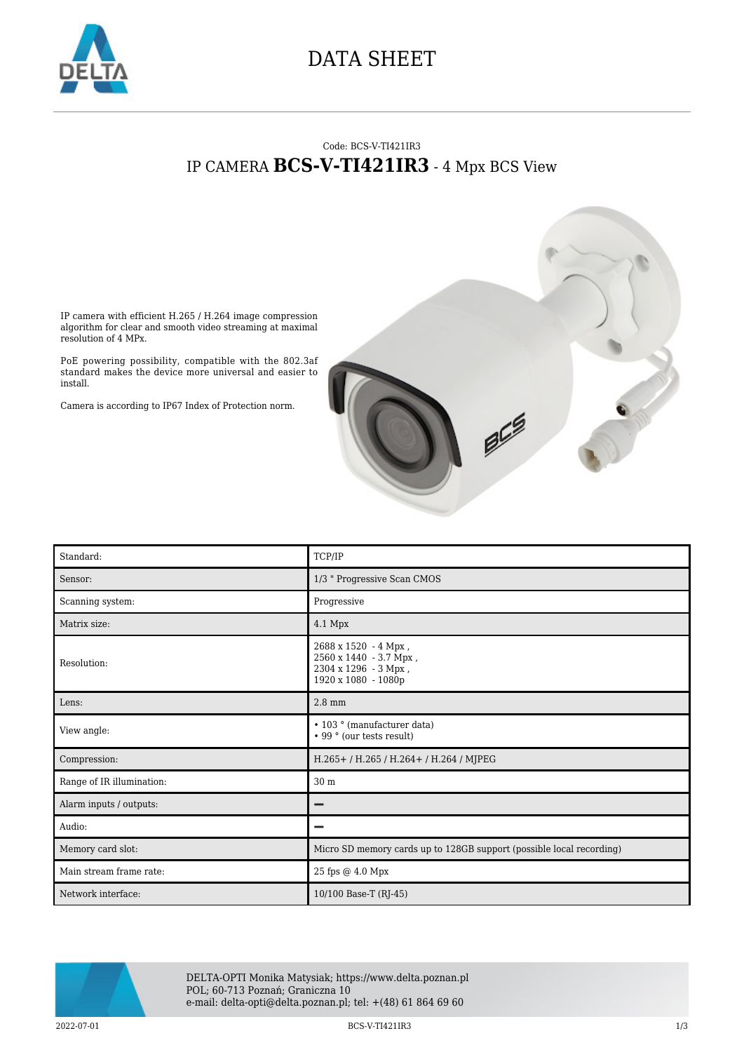# DATA SHEET

Code: BCS-V-TI421IR3

## IP CAMERA **BCS-V-TI421IR3** - 4 Mpx BCS View

IP camera with efficient H.265 / H.264 image compression algorithm for clear and smooth video streaming at maximal resolution of 4 MPx.

PoE powering possibility, compatible with the 802.3af standard makes the device more universal and easier to install.

Camera is according to IP67 Index of Protection norm.

| | |
|---|---|
| Standard: | TCP/IP |
| Sensor: | 1/3 " Progressive Scan CMOS |
| Scanning system: | Progressive |
| Matrix size: | 4.1 Mpx |
| Resolution: | 2688 x 1520 - 4 Mpx ,<br>2560 x 1440 - 3.7 Mpx ,<br>2304 x 1296 - 3 Mpx ,<br>1920 x 1080 - 1080p |
| Lens: | 2.8 mm |
| View angle: | • 103 ° (manufacturer data)<br>• 99 ° (our tests result) |
| Compression: | H.265+ / H.265 / H.264+ / H.264 / MJPEG |
| Range of IR illumination: | 30 m |
| Alarm inputs / outputs: | – |
| Audio: | – |
| Memory card slot: | Micro SD memory cards up to 128GB support (possible local recording) |
| Main stream frame rate: | 25 fps @ 4.0 Mpx |
| Network interface: | 10/100 Base-T (RJ-45) |

DELTA-OPTI Monika Matysiak; https://www.delta.poznan.pl
POL; 60-713 Poznań; Graniczna 10
e-mail: delta-opti@delta.poznan.pl; tel: +(48) 61 864 69 60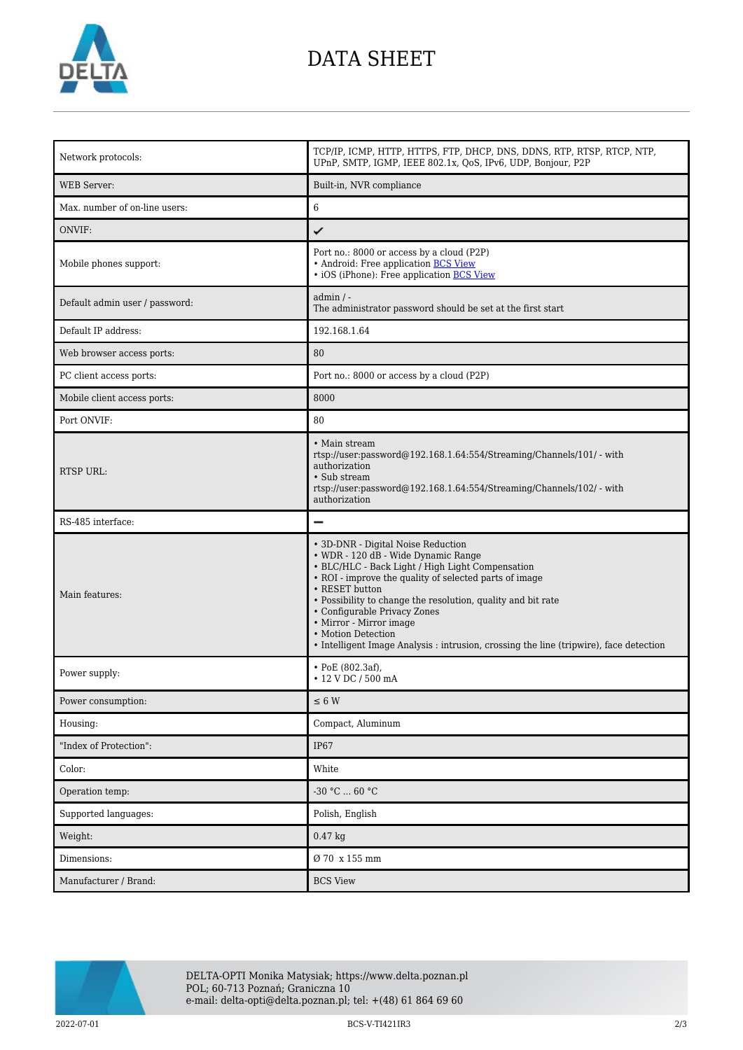# DATA SHEET

| | |
|---|---|
| Network protocols: | TCP/IP, ICMP, HTTP, HTTPS, FTP, DHCP, DNS, DDNS, RTP, RTSP, RTCP, NTP, UPnP, SMTP, IGMP, IEEE 802.1x, QoS, IPv6, UDP, Bonjour, P2P |
| WEB Server: | Built-in, NVR compliance |
| Max. number of on-line users: | 6 |
| ONVIF: | ✔ |
| Mobile phones support: | Port no.: 8000 or access by a cloud (P2P)<br>• Android: Free application BCS View<br>• iOS (iPhone): Free application BCS View |
| Default admin user / password: | admin / -<br>The administrator password should be set at the first start |
| Default IP address: | 192.168.1.64 |
| Web browser access ports: | 80 |
| PC client access ports: | Port no.: 8000 or access by a cloud (P2P) |
| Mobile client access ports: | 8000 |
| Port ONVIF: | 80 |
| RTSP URL: | • Main stream<br>rtsp://user:password@192.168.1.64:554/Streaming/Channels/101/ - with authorization<br>• Sub stream<br>rtsp://user:password@192.168.1.64:554/Streaming/Channels/102/ - with authorization |
| RS-485 interface: | — |
| Main features: | • 3D-DNR - Digital Noise Reduction<br>• WDR - 120 dB - Wide Dynamic Range<br>• BLC/HLC - Back Light / High Light Compensation<br>• ROI - improve the quality of selected parts of image<br>• RESET button<br>• Possibility to change the resolution, quality and bit rate<br>• Configurable Privacy Zones<br>• Mirror - Mirror image<br>• Motion Detection<br>• Intelligent Image Analysis : intrusion, crossing the line (tripwire), face detection |
| Power supply: | • PoE (802.3af),<br>• 12 V DC / 500 mA |
| Power consumption: | ≤ 6 W |
| Housing: | Compact, Aluminum |
| "Index of Protection": | IP67 |
| Color: | White |
| Operation temp: | -30 °C ... 60 °C |
| Supported languages: | Polish, English |
| Weight: | 0.47 kg |
| Dimensions: | Ø 70 x 155 mm |
| Manufacturer / Brand: | BCS View |

DELTA-OPTI Monika Matysiak; https://www.delta.poznan.pl
POL; 60-713 Poznań; Graniczna 10
e-mail: delta-opti@delta.poznan.pl; tel: +(48) 61 864 69 60

2022-07-01 BCS-V-TI421IR3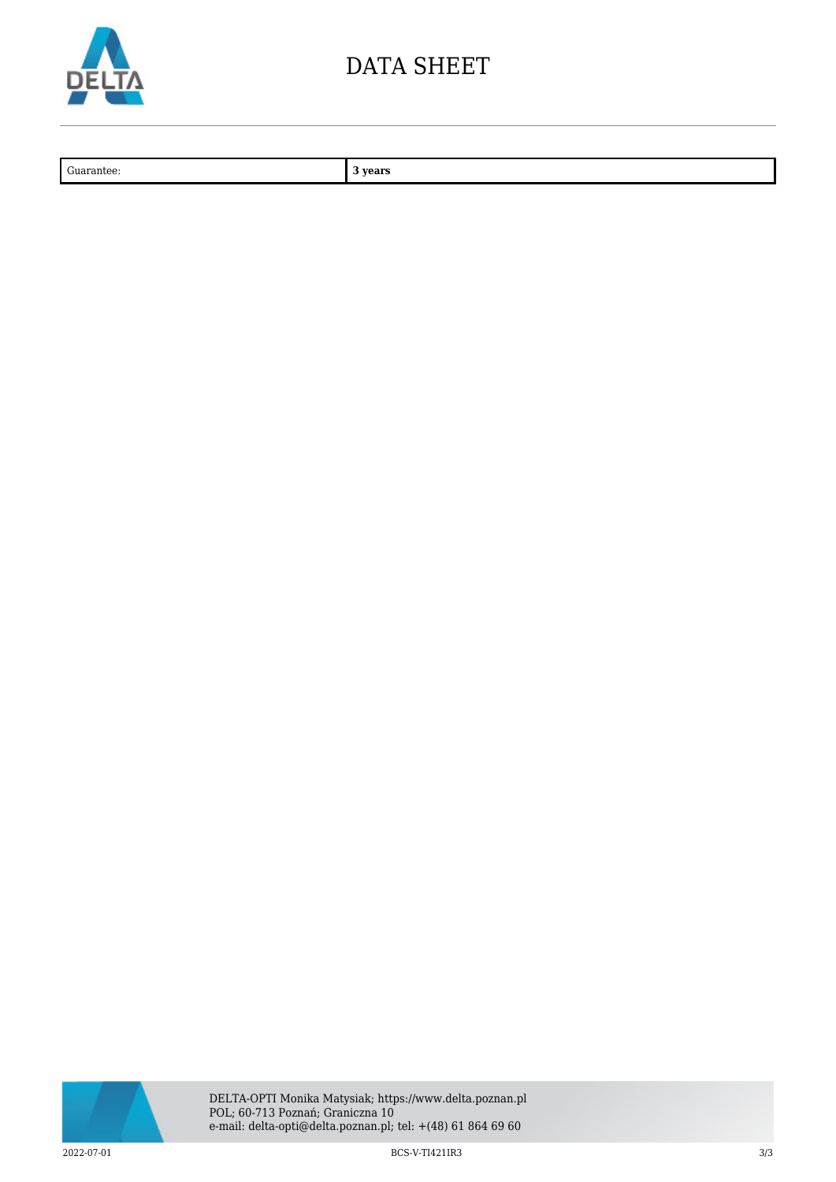| | |
|---|---|
| Guarantee: | **3 years** |